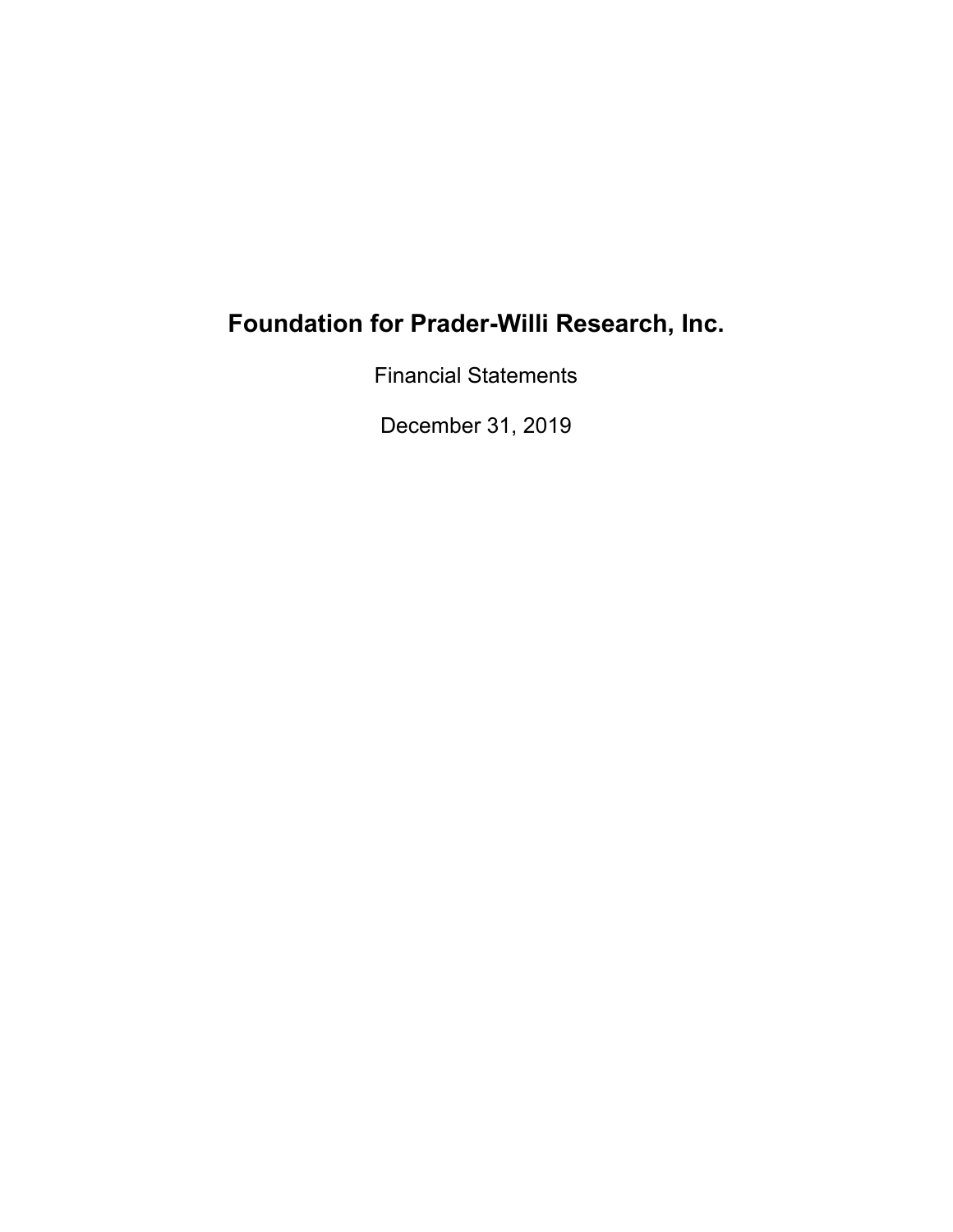# Foundation for Prader-Willi Research, Inc.

Financial Statements

December 31, 2019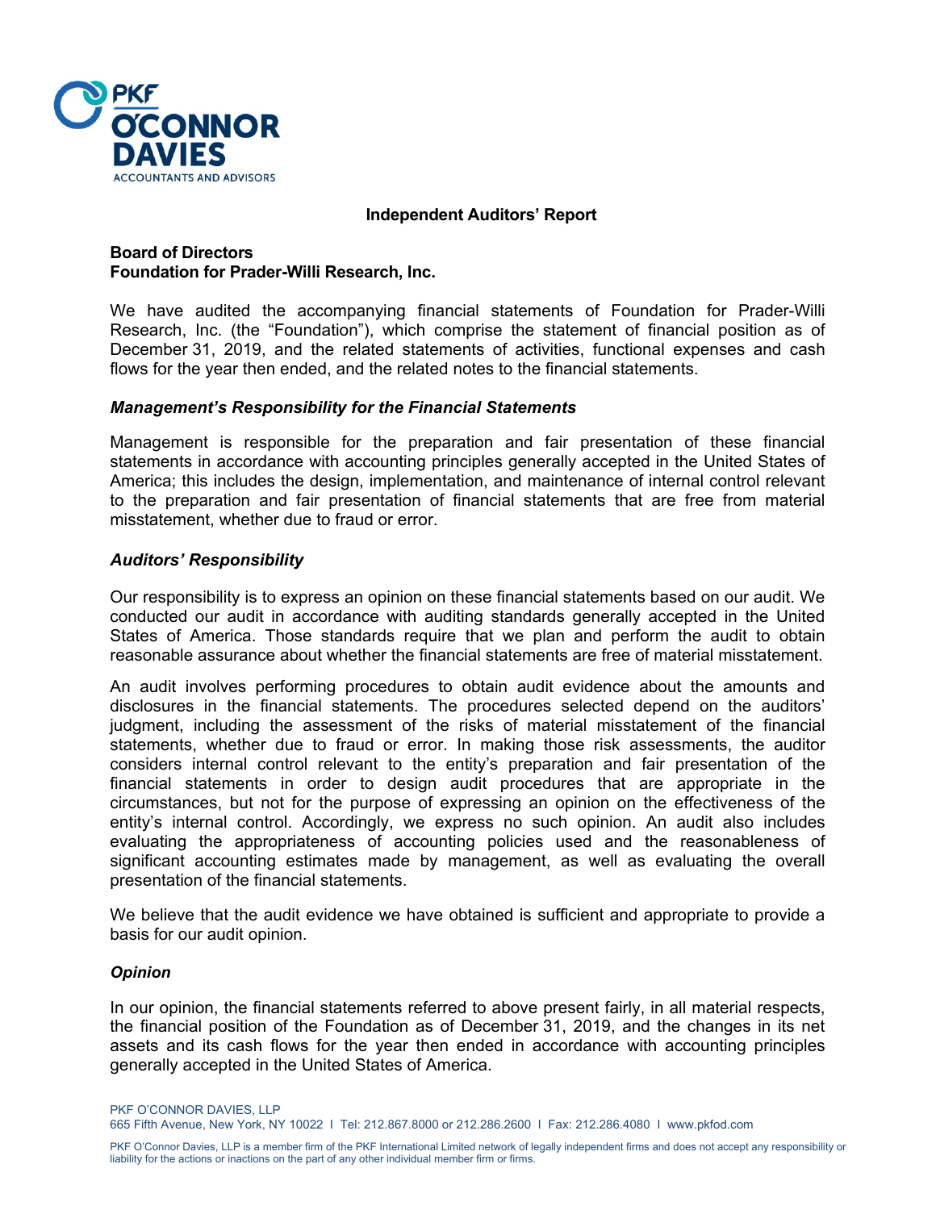PKF O'CONNOR DAVIES
ACCOUNTANTS AND ADVISORS

## Independent Auditors' Report

**Board of Directors**
**Foundation for Prader-Willi Research, Inc.**

We have audited the accompanying financial statements of Foundation for Prader-Willi Research, Inc. (the "Foundation"), which comprise the statement of financial position as of December 31, 2019, and the related statements of activities, functional expenses and cash flows for the year then ended, and the related notes to the financial statements.

### *Management's Responsibility for the Financial Statements*

Management is responsible for the preparation and fair presentation of these financial statements in accordance with accounting principles generally accepted in the United States of America; this includes the design, implementation, and maintenance of internal control relevant to the preparation and fair presentation of financial statements that are free from material misstatement, whether due to fraud or error.

### *Auditors' Responsibility*

Our responsibility is to express an opinion on these financial statements based on our audit. We conducted our audit in accordance with auditing standards generally accepted in the United States of America. Those standards require that we plan and perform the audit to obtain reasonable assurance about whether the financial statements are free of material misstatement.

An audit involves performing procedures to obtain audit evidence about the amounts and disclosures in the financial statements. The procedures selected depend on the auditors' judgment, including the assessment of the risks of material misstatement of the financial statements, whether due to fraud or error. In making those risk assessments, the auditor considers internal control relevant to the entity's preparation and fair presentation of the financial statements in order to design audit procedures that are appropriate in the circumstances, but not for the purpose of expressing an opinion on the effectiveness of the entity's internal control. Accordingly, we express no such opinion. An audit also includes evaluating the appropriateness of accounting policies used and the reasonableness of significant accounting estimates made by management, as well as evaluating the overall presentation of the financial statements.

We believe that the audit evidence we have obtained is sufficient and appropriate to provide a basis for our audit opinion.

### *Opinion*

In our opinion, the financial statements referred to above present fairly, in all material respects, the financial position of the Foundation as of December 31, 2019, and the changes in its net assets and its cash flows for the year then ended in accordance with accounting principles generally accepted in the United States of America.

PKF O'CONNOR DAVIES, LLP
665 Fifth Avenue, New York, NY 10022 I Tel: 212.867.8000 or 212.286.2600 I Fax: 212.286.4080 I www.pkfod.com

PKF O'Connor Davies, LLP is a member firm of the PKF International Limited network of legally independent firms and does not accept any responsibility or liability for the actions or inactions on the part of any other individual member firm or firms.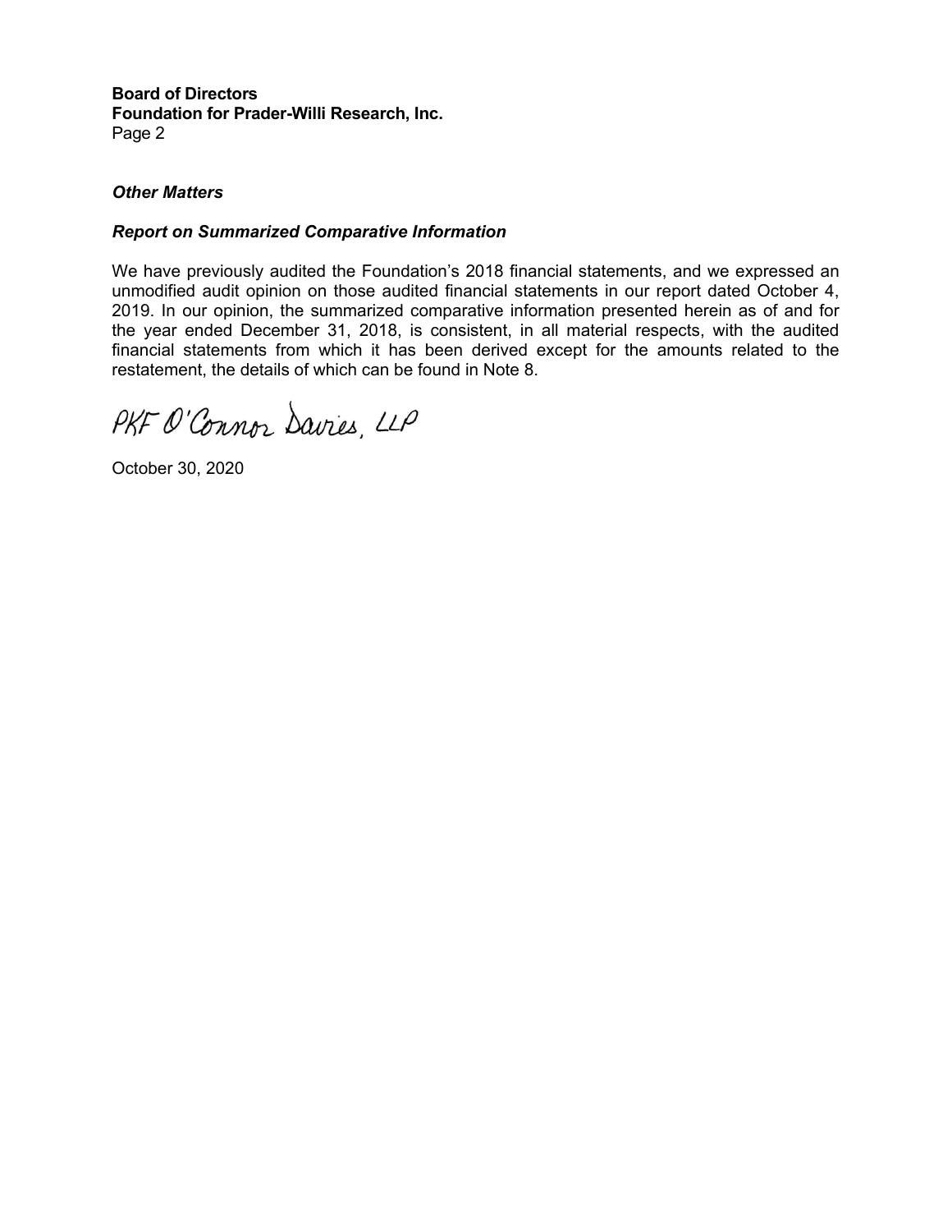**Board of Directors**
**Foundation for Prader-Willi Research, Inc.**
Page 2

***Other Matters***

***Report on Summarized Comparative Information***

We have previously audited the Foundation's 2018 financial statements, and we expressed an unmodified audit opinion on those audited financial statements in our report dated October 4, 2019. In our opinion, the summarized comparative information presented herein as of and for the year ended December 31, 2018, is consistent, in all material respects, with the audited financial statements from which it has been derived except for the amounts related to the restatement, the details of which can be found in Note 8.

PKF O'Connor Davies, LLP

October 30, 2020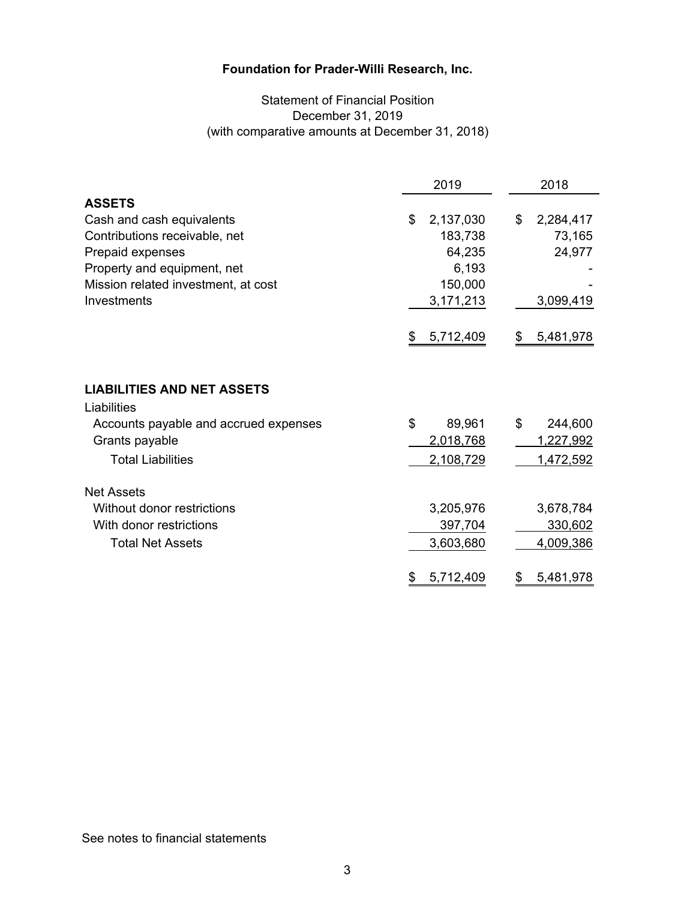# Foundation for Prader-Willi Research, Inc.

## Statement of Financial Position
### December 31, 2019
### (with comparative amounts at December 31, 2018)

| | 2019 | 2018 |
|---|---|---|
| **ASSETS** | | |
| Cash and cash equivalents | $ 2,137,030 | $ 2,284,417 |
| Contributions receivable, net | 183,738 | 73,165 |
| Prepaid expenses | 64,235 | 24,977 |
| Property and equipment, net | 6,193 | - |
| Mission related investment, at cost | 150,000 | - |
| Investments | 3,171,213 | 3,099,419 |
| | $ 5,712,409 | $ 5,481,978 |
| **LIABILITIES AND NET ASSETS** | | |
| Liabilities | | |
| Accounts payable and accrued expenses | $ 89,961 | $ 244,600 |
| Grants payable | 2,018,768 | 1,227,992 |
| Total Liabilities | 2,108,729 | 1,472,592 |
| Net Assets | | |
| Without donor restrictions | 3,205,976 | 3,678,784 |
| With donor restrictions | 397,704 | 330,602 |
| Total Net Assets | 3,603,680 | 4,009,386 |
| | $ 5,712,409 | $ 5,481,978 |

See notes to financial statements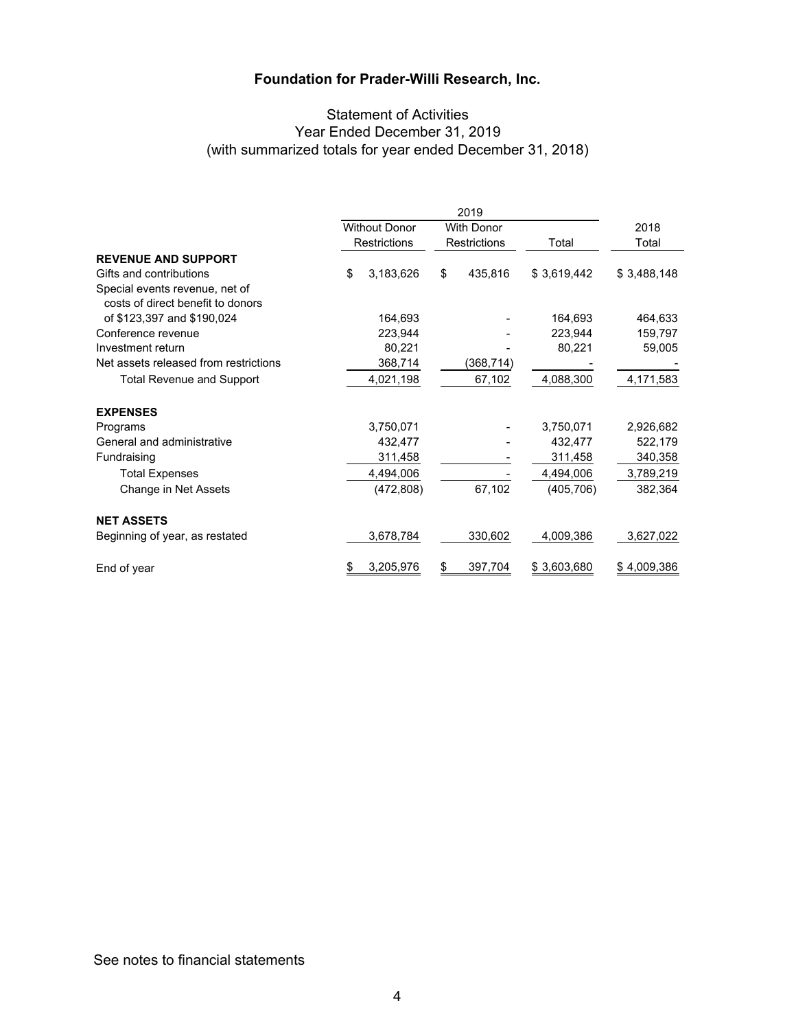**Foundation for Prader-Willi Research, Inc.**

Statement of Activities
Year Ended December 31, 2019
(with summarized totals for year ended December 31, 2018)

| | 2019 | | | |
|---|---|---|---|---|
| | Without Donor Restrictions | With Donor Restrictions | Total | 2018 Total |
| **REVENUE AND SUPPORT** | | | | |
| Gifts and contributions | $ 3,183,626 | $ 435,816 | $ 3,619,442 | $ 3,488,148 |
| Special events revenue, net of costs of direct benefit to donors of $123,397 and $190,024 | 164,693 | - | 164,693 | 464,633 |
| Conference revenue | 223,944 | - | 223,944 | 159,797 |
| Investment return | 80,221 | - | 80,221 | 59,005 |
| Net assets released from restrictions | 368,714 | (368,714) | - | - |
| Total Revenue and Support | 4,021,198 | 67,102 | 4,088,300 | 4,171,583 |
| **EXPENSES** | | | | |
| Programs | 3,750,071 | - | 3,750,071 | 2,926,682 |
| General and administrative | 432,477 | - | 432,477 | 522,179 |
| Fundraising | 311,458 | - | 311,458 | 340,358 |
| Total Expenses | 4,494,006 | - | 4,494,006 | 3,789,219 |
| Change in Net Assets | (472,808) | 67,102 | (405,706) | 382,364 |
| **NET ASSETS** | | | | |
| Beginning of year, as restated | 3,678,784 | 330,602 | 4,009,386 | 3,627,022 |
| End of year | $ 3,205,976 | $ 397,704 | $ 3,603,680 | $ 4,009,386 |

See notes to financial statements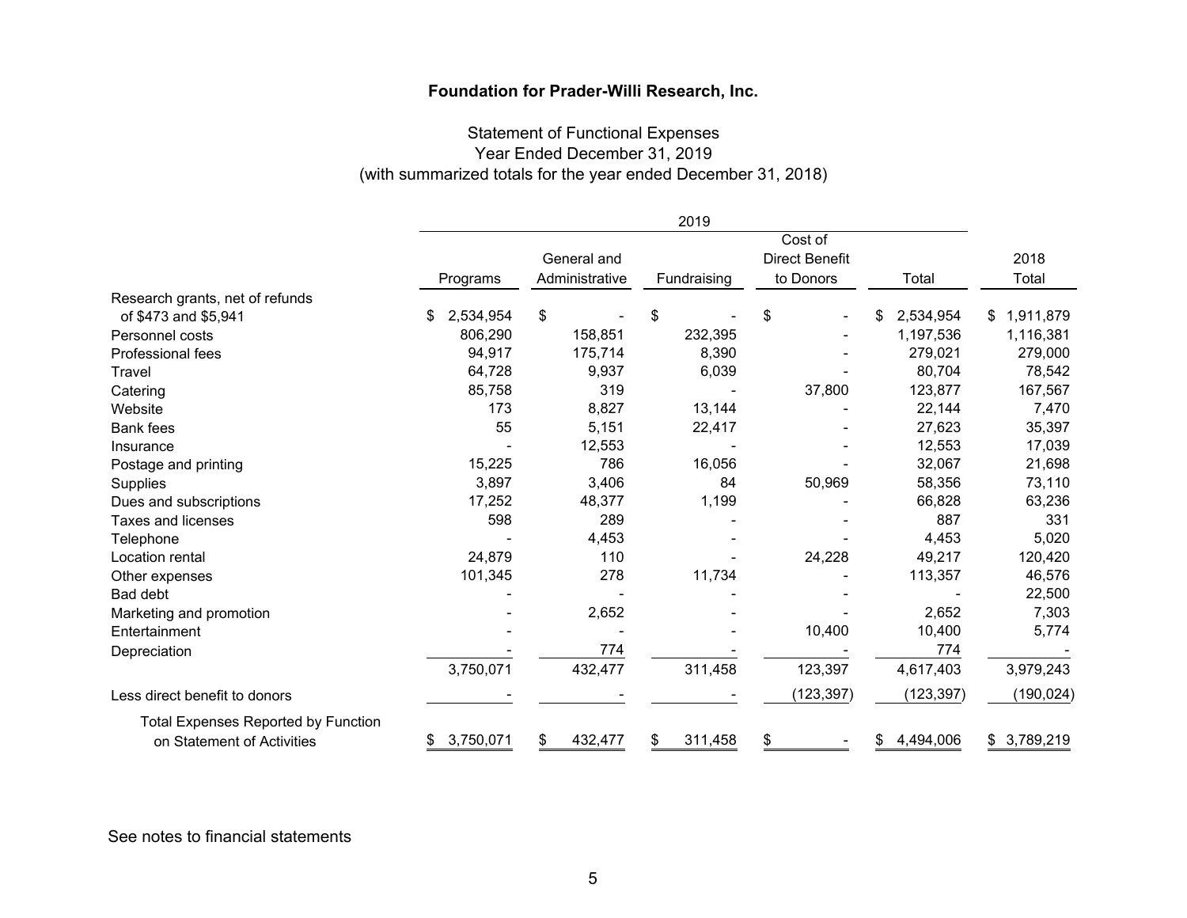# Foundation for Prader-Willi Research, Inc.

## Statement of Functional Expenses
## Year Ended December 31, 2019
## (with summarized totals for the year ended December 31, 2018)

| | 2019 | | | | | |
|---|---|---|---|---|---|---|
| | Programs | General and Administrative | Fundraising | Cost of Direct Benefit to Donors | Total | 2018 Total |
| Research grants, net of refunds of $473 and $5,941 | $ 2,534,954 | $ - | $ - | $ - | $ 2,534,954 | $ 1,911,879 |
| Personnel costs | 806,290 | 158,851 | 232,395 | - | 1,197,536 | 1,116,381 |
| Professional fees | 94,917 | 175,714 | 8,390 | - | 279,021 | 279,000 |
| Travel | 64,728 | 9,937 | 6,039 | - | 80,704 | 78,542 |
| Catering | 85,758 | 319 | - | 37,800 | 123,877 | 167,567 |
| Website | 173 | 8,827 | 13,144 | - | 22,144 | 7,470 |
| Bank fees | 55 | 5,151 | 22,417 | - | 27,623 | 35,397 |
| Insurance | - | 12,553 | - | - | 12,553 | 17,039 |
| Postage and printing | 15,225 | 786 | 16,056 | - | 32,067 | 21,698 |
| Supplies | 3,897 | 3,406 | 84 | 50,969 | 58,356 | 73,110 |
| Dues and subscriptions | 17,252 | 48,377 | 1,199 | - | 66,828 | 63,236 |
| Taxes and licenses | 598 | 289 | - | - | 887 | 331 |
| Telephone | - | 4,453 | - | - | 4,453 | 5,020 |
| Location rental | 24,879 | 110 | - | 24,228 | 49,217 | 120,420 |
| Other expenses | 101,345 | 278 | 11,734 | - | 113,357 | 46,576 |
| Bad debt | - | - | - | - | - | 22,500 |
| Marketing and promotion | - | 2,652 | - | - | 2,652 | 7,303 |
| Entertainment | - | - | - | 10,400 | 10,400 | 5,774 |
| Depreciation | - | 774 | - | - | 774 | - |
| | 3,750,071 | 432,477 | 311,458 | 123,397 | 4,617,403 | 3,979,243 |
| Less direct benefit to donors | - | - | - | (123,397) | (123,397) | (190,024) |
| Total Expenses Reported by Function on Statement of Activities | $ 3,750,071 | $ 432,477 | $ 311,458 | $ - | $ 4,494,006 | $ 3,789,219 |

See notes to financial statements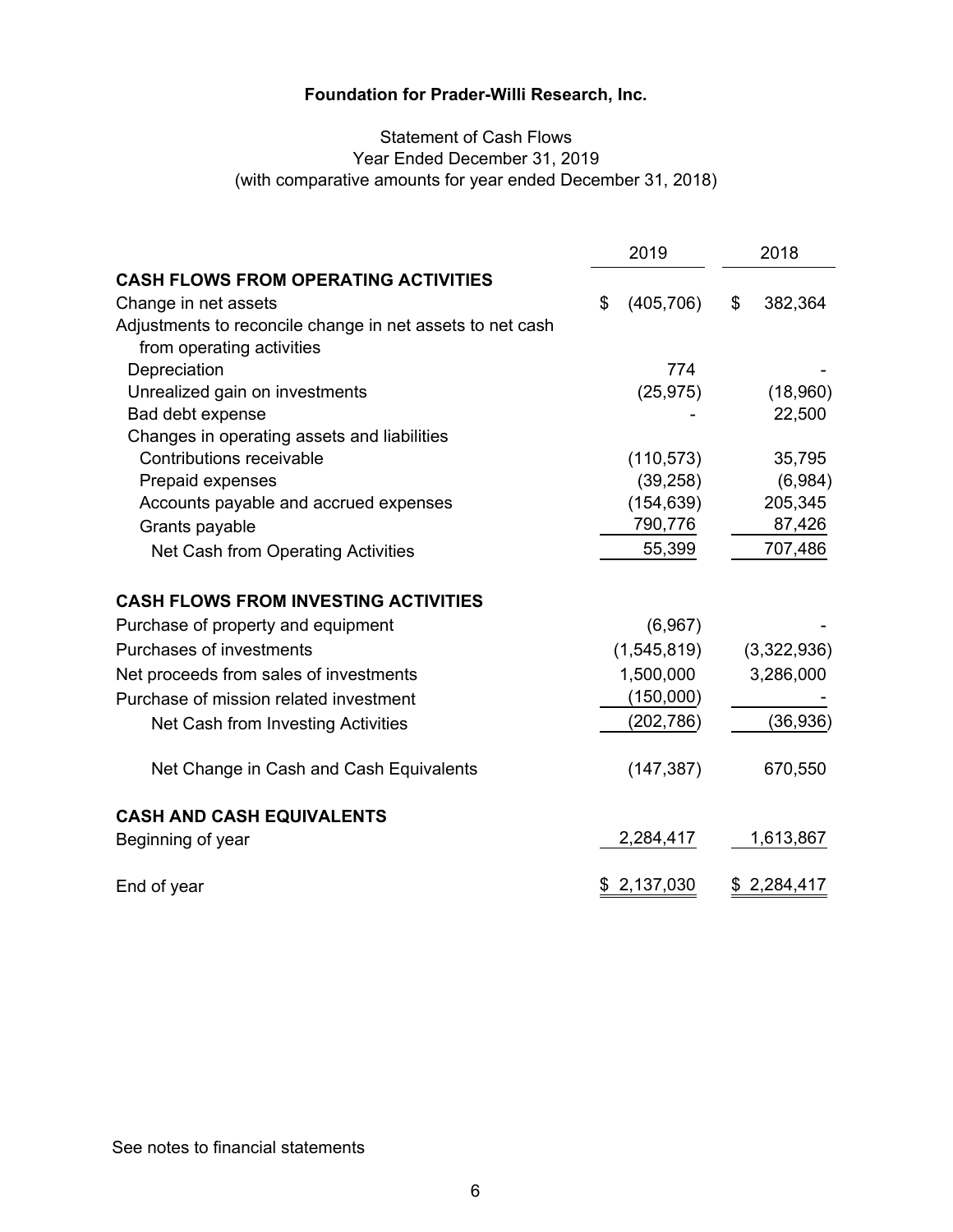# Foundation for Prader-Willi Research, Inc.

Statement of Cash Flows
Year Ended December 31, 2019
(with comparative amounts for year ended December 31, 2018)

| | 2019 | 2018 |
|---|---|---|
| **CASH FLOWS FROM OPERATING ACTIVITIES** | | |
| Change in net assets | $ (405,706) | $ 382,364 |
| Adjustments to reconcile change in net assets to net cash from operating activities | | |
| Depreciation | 774 | - |
| Unrealized gain on investments | (25,975) | (18,960) |
| Bad debt expense | - | 22,500 |
| Changes in operating assets and liabilities | | |
| Contributions receivable | (110,573) | 35,795 |
| Prepaid expenses | (39,258) | (6,984) |
| Accounts payable and accrued expenses | (154,639) | 205,345 |
| Grants payable | 790,776 | 87,426 |
| Net Cash from Operating Activities | 55,399 | 707,486 |
| **CASH FLOWS FROM INVESTING ACTIVITIES** | | |
| Purchase of property and equipment | (6,967) | - |
| Purchases of investments | (1,545,819) | (3,322,936) |
| Net proceeds from sales of investments | 1,500,000 | 3,286,000 |
| Purchase of mission related investment | (150,000) | - |
| Net Cash from Investing Activities | (202,786) | (36,936) |
| Net Change in Cash and Cash Equivalents | (147,387) | 670,550 |
| **CASH AND CASH EQUIVALENTS** | | |
| Beginning of year | 2,284,417 | 1,613,867 |
| End of year | $ 2,137,030 | $ 2,284,417 |

See notes to financial statements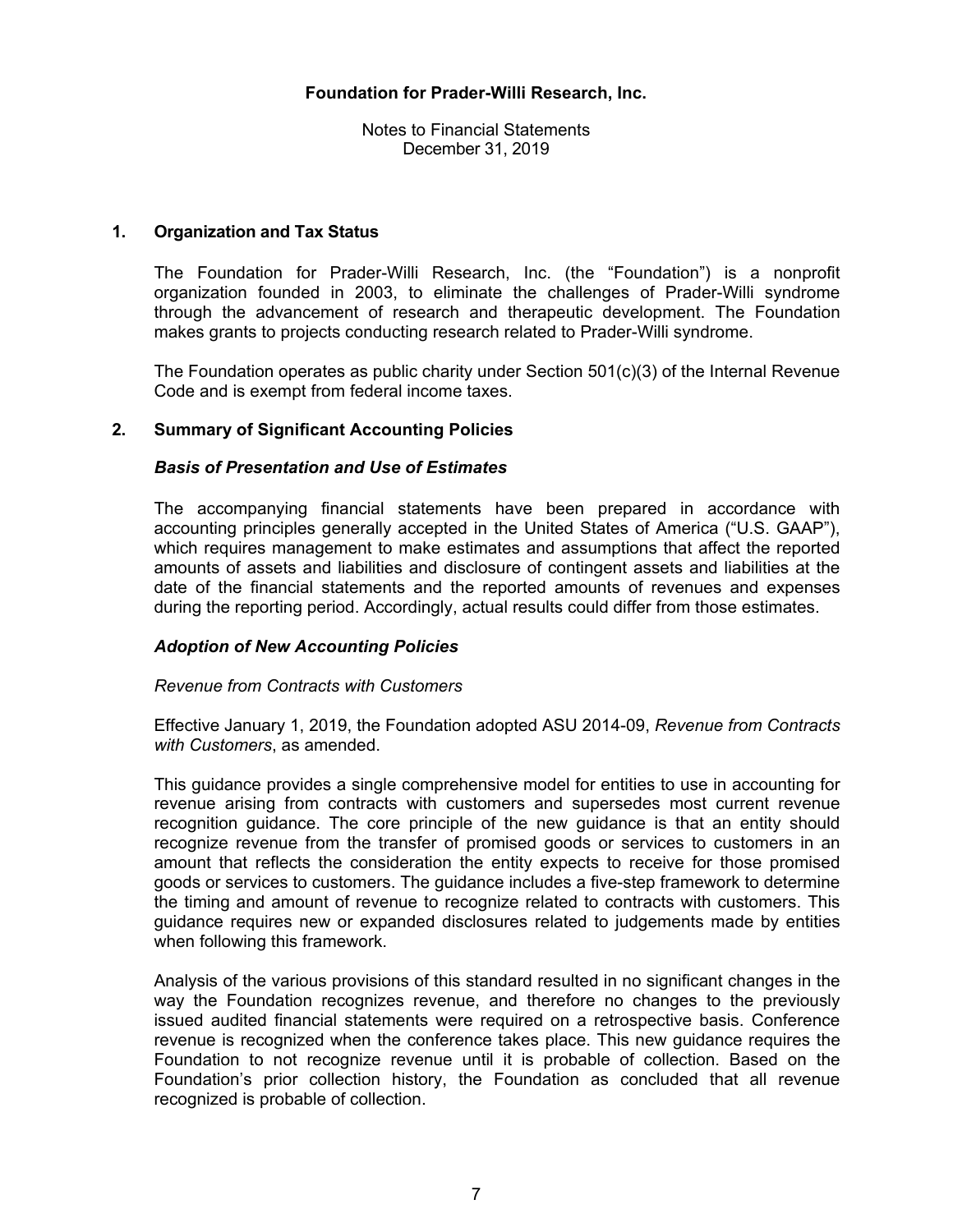**Foundation for Prader-Willi Research, Inc.**

Notes to Financial Statements
December 31, 2019

## 1. Organization and Tax Status

The Foundation for Prader-Willi Research, Inc. (the "Foundation") is a nonprofit organization founded in 2003, to eliminate the challenges of Prader-Willi syndrome through the advancement of research and therapeutic development. The Foundation makes grants to projects conducting research related to Prader-Willi syndrome.

The Foundation operates as public charity under Section 501(c)(3) of the Internal Revenue Code and is exempt from federal income taxes.

## 2. Summary of Significant Accounting Policies

### *Basis of Presentation and Use of Estimates*

The accompanying financial statements have been prepared in accordance with accounting principles generally accepted in the United States of America ("U.S. GAAP"), which requires management to make estimates and assumptions that affect the reported amounts of assets and liabilities and disclosure of contingent assets and liabilities at the date of the financial statements and the reported amounts of revenues and expenses during the reporting period. Accordingly, actual results could differ from those estimates.

### *Adoption of New Accounting Policies*

*Revenue from Contracts with Customers*

Effective January 1, 2019, the Foundation adopted ASU 2014-09, *Revenue from Contracts with Customers*, as amended.

This guidance provides a single comprehensive model for entities to use in accounting for revenue arising from contracts with customers and supersedes most current revenue recognition guidance. The core principle of the new guidance is that an entity should recognize revenue from the transfer of promised goods or services to customers in an amount that reflects the consideration the entity expects to receive for those promised goods or services to customers. The guidance includes a five-step framework to determine the timing and amount of revenue to recognize related to contracts with customers. This guidance requires new or expanded disclosures related to judgements made by entities when following this framework.

Analysis of the various provisions of this standard resulted in no significant changes in the way the Foundation recognizes revenue, and therefore no changes to the previously issued audited financial statements were required on a retrospective basis. Conference revenue is recognized when the conference takes place. This new guidance requires the Foundation to not recognize revenue until it is probable of collection. Based on the Foundation's prior collection history, the Foundation as concluded that all revenue recognized is probable of collection.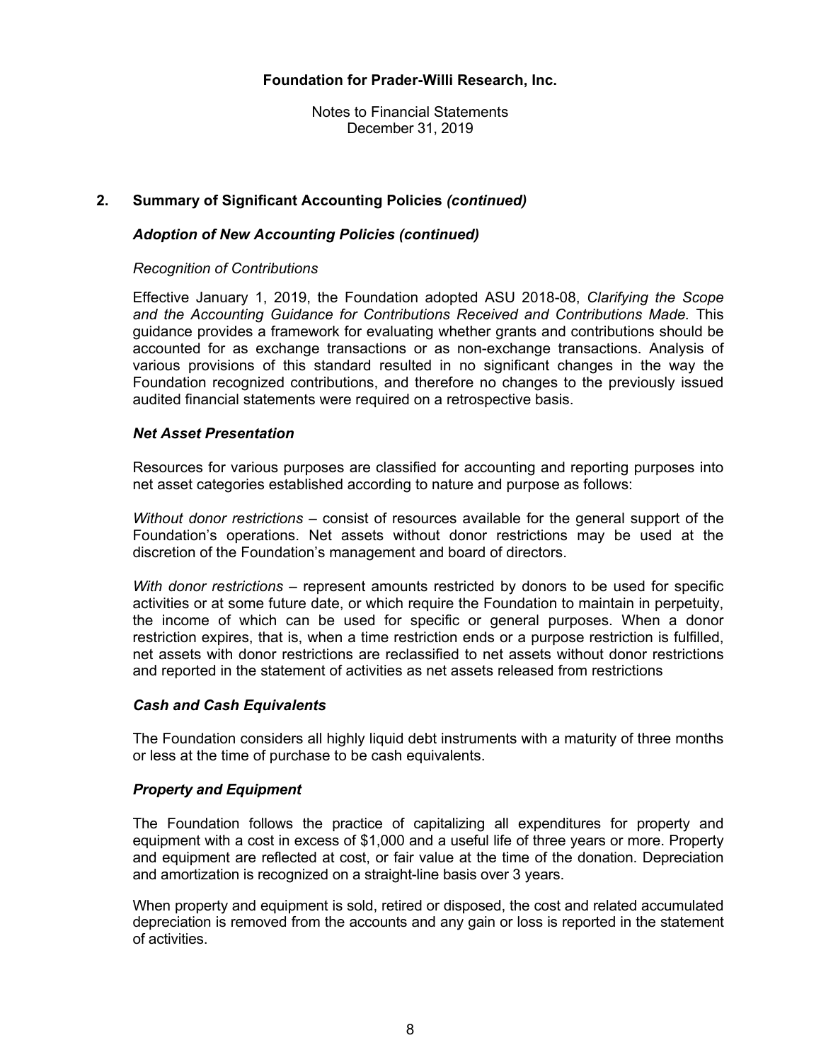## 2. Summary of Significant Accounting Policies *(continued)*

### *Adoption of New Accounting Policies (continued)*

*Recognition of Contributions*

Effective January 1, 2019, the Foundation adopted ASU 2018-08, *Clarifying the Scope and the Accounting Guidance for Contributions Received and Contributions Made.* This guidance provides a framework for evaluating whether grants and contributions should be accounted for as exchange transactions or as non-exchange transactions. Analysis of various provisions of this standard resulted in no significant changes in the way the Foundation recognized contributions, and therefore no changes to the previously issued audited financial statements were required on a retrospective basis.

### *Net Asset Presentation*

Resources for various purposes are classified for accounting and reporting purposes into net asset categories established according to nature and purpose as follows:

*Without donor restrictions* – consist of resources available for the general support of the Foundation's operations. Net assets without donor restrictions may be used at the discretion of the Foundation's management and board of directors.

*With donor restrictions* – represent amounts restricted by donors to be used for specific activities or at some future date, or which require the Foundation to maintain in perpetuity, the income of which can be used for specific or general purposes. When a donor restriction expires, that is, when a time restriction ends or a purpose restriction is fulfilled, net assets with donor restrictions are reclassified to net assets without donor restrictions and reported in the statement of activities as net assets released from restrictions

### *Cash and Cash Equivalents*

The Foundation considers all highly liquid debt instruments with a maturity of three months or less at the time of purchase to be cash equivalents.

### *Property and Equipment*

The Foundation follows the practice of capitalizing all expenditures for property and equipment with a cost in excess of $1,000 and a useful life of three years or more. Property and equipment are reflected at cost, or fair value at the time of the donation. Depreciation and amortization is recognized on a straight-line basis over 3 years.

When property and equipment is sold, retired or disposed, the cost and related accumulated depreciation is removed from the accounts and any gain or loss is reported in the statement of activities.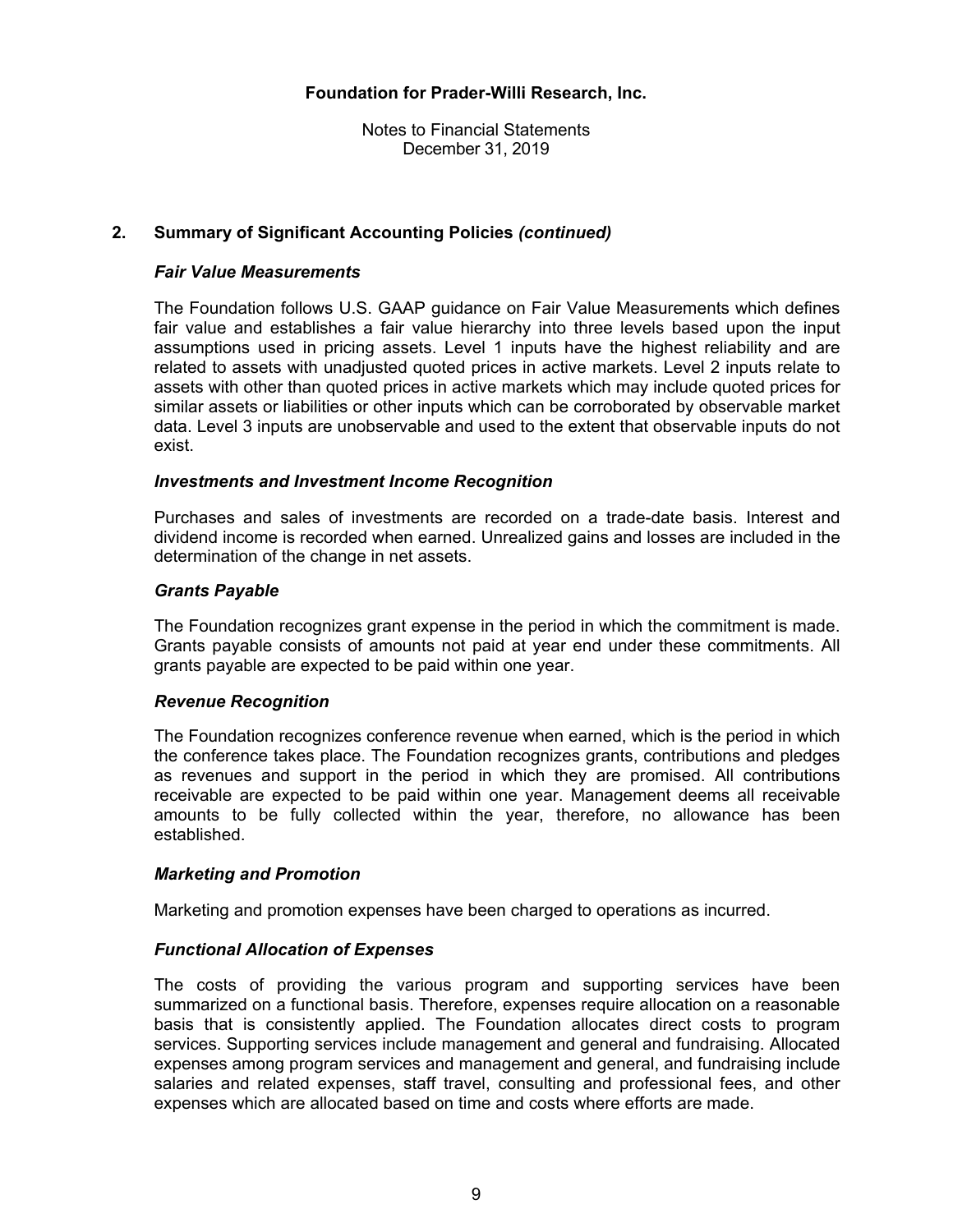## Foundation for Prader-Willi Research, Inc.

Notes to Financial Statements
December 31, 2019

### 2. Summary of Significant Accounting Policies *(continued)*

#### *Fair Value Measurements*

The Foundation follows U.S. GAAP guidance on Fair Value Measurements which defines fair value and establishes a fair value hierarchy into three levels based upon the input assumptions used in pricing assets. Level 1 inputs have the highest reliability and are related to assets with unadjusted quoted prices in active markets. Level 2 inputs relate to assets with other than quoted prices in active markets which may include quoted prices for similar assets or liabilities or other inputs which can be corroborated by observable market data. Level 3 inputs are unobservable and used to the extent that observable inputs do not exist.

#### *Investments and Investment Income Recognition*

Purchases and sales of investments are recorded on a trade-date basis. Interest and dividend income is recorded when earned. Unrealized gains and losses are included in the determination of the change in net assets.

#### *Grants Payable*

The Foundation recognizes grant expense in the period in which the commitment is made. Grants payable consists of amounts not paid at year end under these commitments. All grants payable are expected to be paid within one year.

#### *Revenue Recognition*

The Foundation recognizes conference revenue when earned, which is the period in which the conference takes place. The Foundation recognizes grants, contributions and pledges as revenues and support in the period in which they are promised. All contributions receivable are expected to be paid within one year. Management deems all receivable amounts to be fully collected within the year, therefore, no allowance has been established.

#### *Marketing and Promotion*

Marketing and promotion expenses have been charged to operations as incurred.

#### *Functional Allocation of Expenses*

The costs of providing the various program and supporting services have been summarized on a functional basis. Therefore, expenses require allocation on a reasonable basis that is consistently applied. The Foundation allocates direct costs to program services. Supporting services include management and general and fundraising. Allocated expenses among program services and management and general, and fundraising include salaries and related expenses, staff travel, consulting and professional fees, and other expenses which are allocated based on time and costs where efforts are made.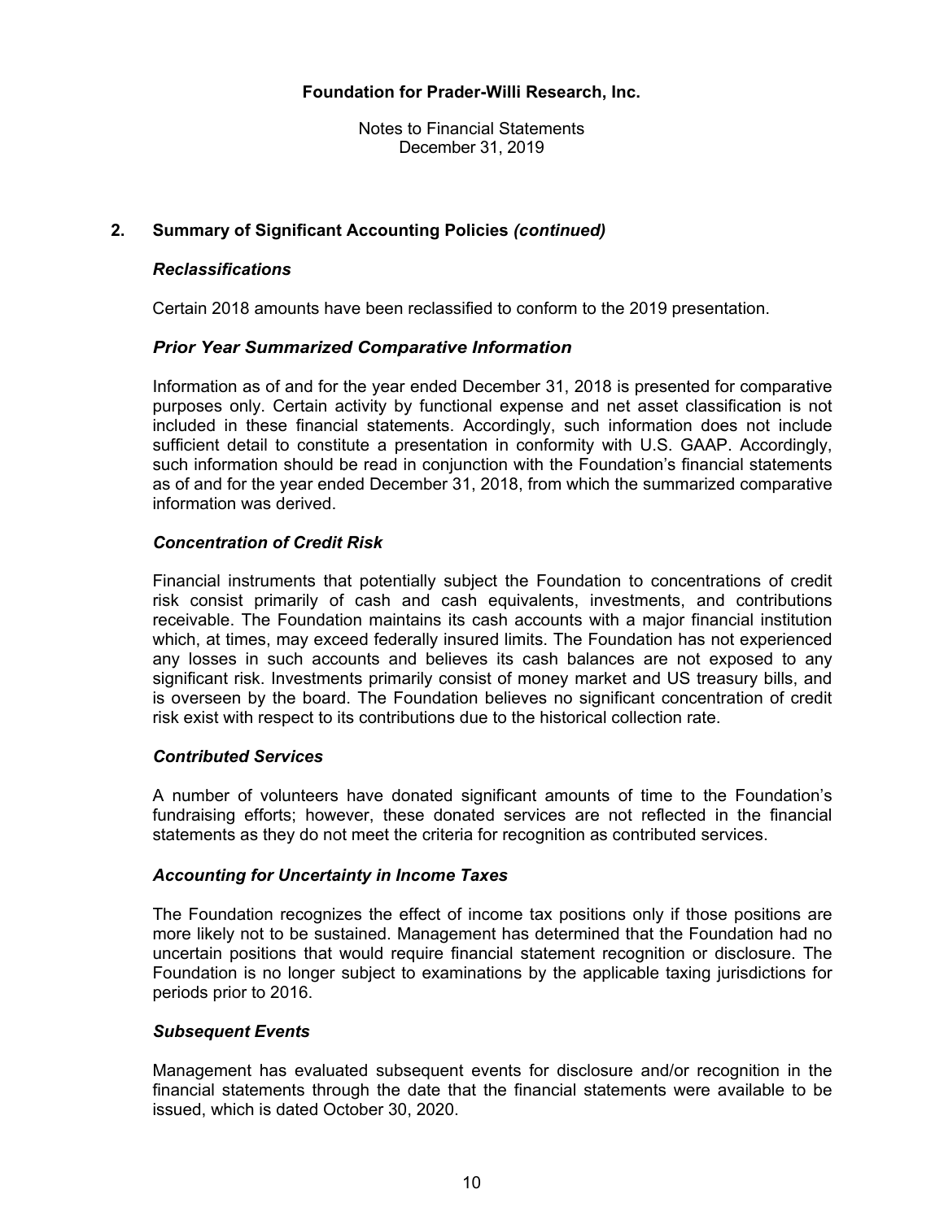**Foundation for Prader-Willi Research, Inc.**

Notes to Financial Statements
December 31, 2019

## 2. Summary of Significant Accounting Policies *(continued)*

### *Reclassifications*

Certain 2018 amounts have been reclassified to conform to the 2019 presentation.

### *Prior Year Summarized Comparative Information*

Information as of and for the year ended December 31, 2018 is presented for comparative purposes only. Certain activity by functional expense and net asset classification is not included in these financial statements. Accordingly, such information does not include sufficient detail to constitute a presentation in conformity with U.S. GAAP. Accordingly, such information should be read in conjunction with the Foundation's financial statements as of and for the year ended December 31, 2018, from which the summarized comparative information was derived.

### *Concentration of Credit Risk*

Financial instruments that potentially subject the Foundation to concentrations of credit risk consist primarily of cash and cash equivalents, investments, and contributions receivable. The Foundation maintains its cash accounts with a major financial institution which, at times, may exceed federally insured limits. The Foundation has not experienced any losses in such accounts and believes its cash balances are not exposed to any significant risk. Investments primarily consist of money market and US treasury bills, and is overseen by the board. The Foundation believes no significant concentration of credit risk exist with respect to its contributions due to the historical collection rate.

### *Contributed Services*

A number of volunteers have donated significant amounts of time to the Foundation's fundraising efforts; however, these donated services are not reflected in the financial statements as they do not meet the criteria for recognition as contributed services.

### *Accounting for Uncertainty in Income Taxes*

The Foundation recognizes the effect of income tax positions only if those positions are more likely not to be sustained. Management has determined that the Foundation had no uncertain positions that would require financial statement recognition or disclosure. The Foundation is no longer subject to examinations by the applicable taxing jurisdictions for periods prior to 2016.

### *Subsequent Events*

Management has evaluated subsequent events for disclosure and/or recognition in the financial statements through the date that the financial statements were available to be issued, which is dated October 30, 2020.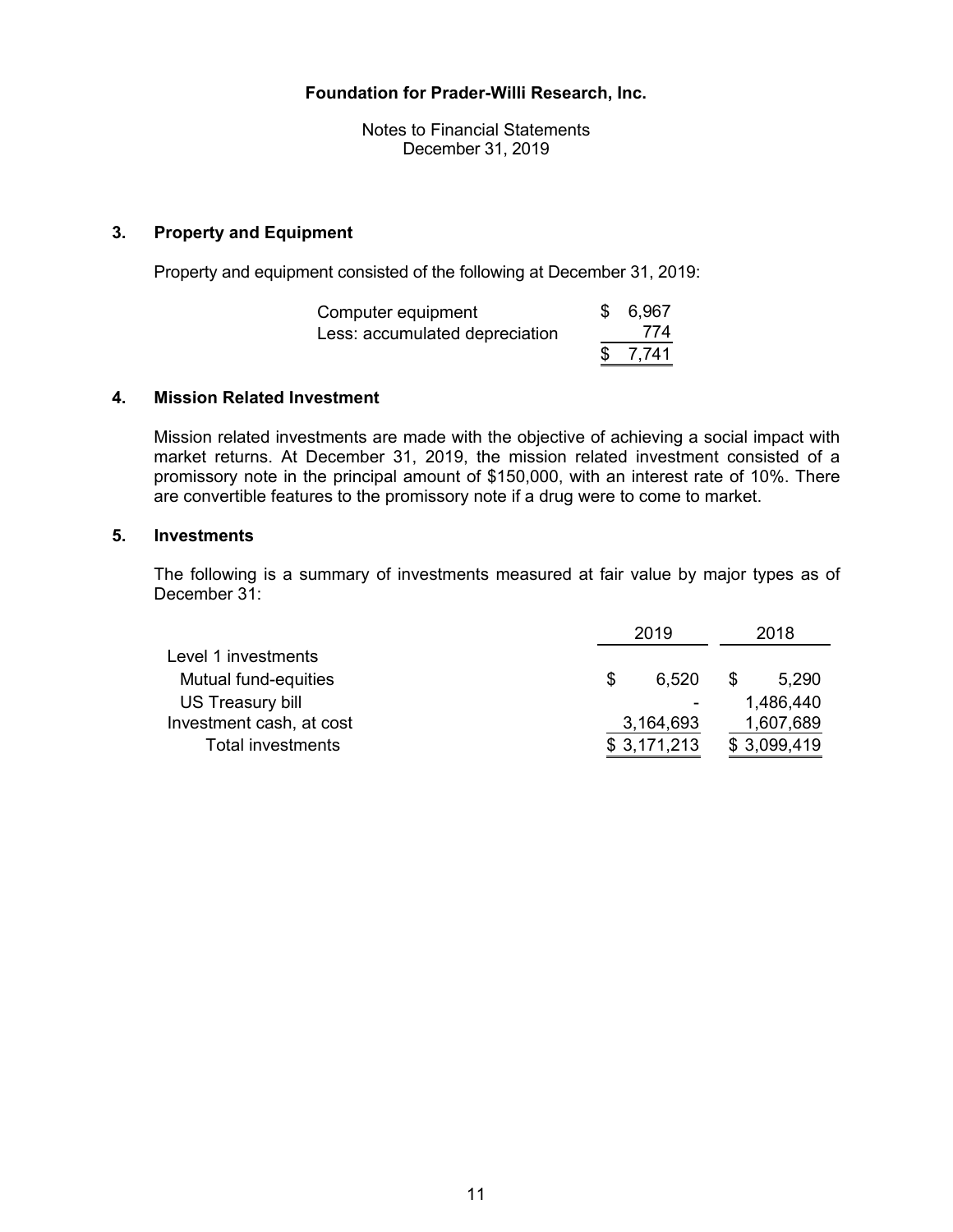**Foundation for Prader-Willi Research, Inc.**

Notes to Financial Statements
December 31, 2019

## 3. Property and Equipment

Property and equipment consisted of the following at December 31, 2019:

| | |
|---|---|
| Computer equipment | $ 6,967 |
| Less: accumulated depreciation | 774 |
| | $ 7,741 |

## 4. Mission Related Investment

Mission related investments are made with the objective of achieving a social impact with market returns. At December 31, 2019, the mission related investment consisted of a promissory note in the principal amount of $150,000, with an interest rate of 10%. There are convertible features to the promissory note if a drug were to come to market.

## 5. Investments

The following is a summary of investments measured at fair value by major types as of December 31:

| | 2019 | 2018 |
|---|---|---|
| Level 1 investments | | |
| Mutual fund-equities | $ 6,520 | $ 5,290 |
| US Treasury bill | - | 1,486,440 |
| Investment cash, at cost | 3,164,693 | 1,607,689 |
| Total investments | $ 3,171,213 | $ 3,099,419 |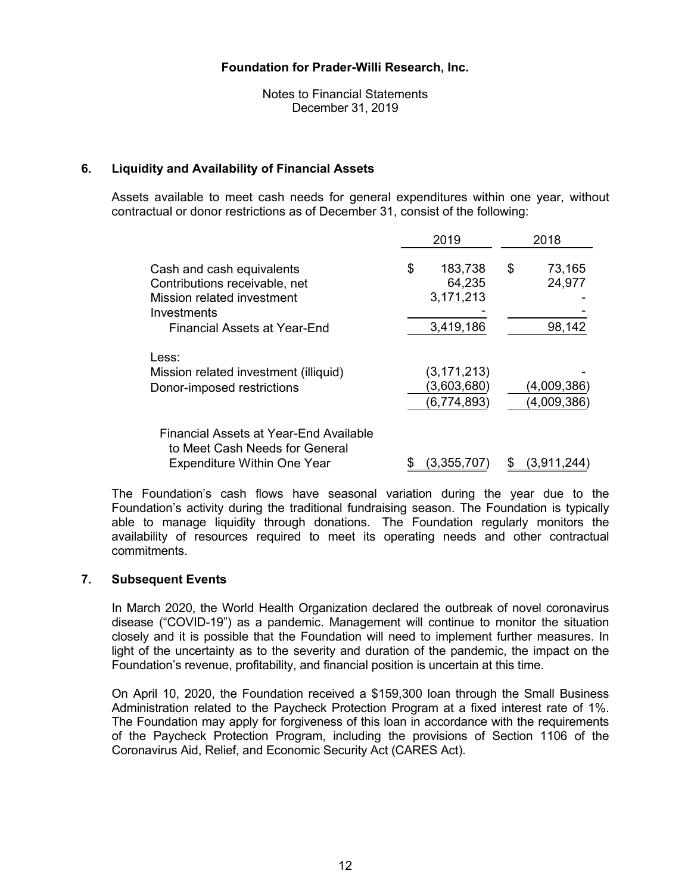# Foundation for Prader-Willi Research, Inc.

Notes to Financial Statements
December 31, 2019

## 6. Liquidity and Availability of Financial Assets

Assets available to meet cash needs for general expenditures within one year, without contractual or donor restrictions as of December 31, consist of the following:

| | 2019 | 2018 |
|---|---|---|
| Cash and cash equivalents | $ 183,738 | $ 73,165 |
| Contributions receivable, net | 64,235 | 24,977 |
| Mission related investment | 3,171,213 | - |
| Investments | - | - |
| Financial Assets at Year-End | 3,419,186 | 98,142 |
| Less: | | |
| Mission related investment (illiquid) | (3,171,213) | - |
| Donor-imposed restrictions | (3,603,680) | (4,009,386) |
| | (6,774,893) | (4,009,386) |
| Financial Assets at Year-End Available to Meet Cash Needs for General Expenditure Within One Year | $ (3,355,707) | $ (3,911,244) |

The Foundation's cash flows have seasonal variation during the year due to the Foundation's activity during the traditional fundraising season. The Foundation is typically able to manage liquidity through donations. The Foundation regularly monitors the availability of resources required to meet its operating needs and other contractual commitments.

## 7. Subsequent Events

In March 2020, the World Health Organization declared the outbreak of novel coronavirus disease ("COVID-19") as a pandemic. Management will continue to monitor the situation closely and it is possible that the Foundation will need to implement further measures. In light of the uncertainty as to the severity and duration of the pandemic, the impact on the Foundation's revenue, profitability, and financial position is uncertain at this time.

On April 10, 2020, the Foundation received a $159,300 loan through the Small Business Administration related to the Paycheck Protection Program at a fixed interest rate of 1%. The Foundation may apply for forgiveness of this loan in accordance with the requirements of the Paycheck Protection Program, including the provisions of Section 1106 of the Coronavirus Aid, Relief, and Economic Security Act (CARES Act).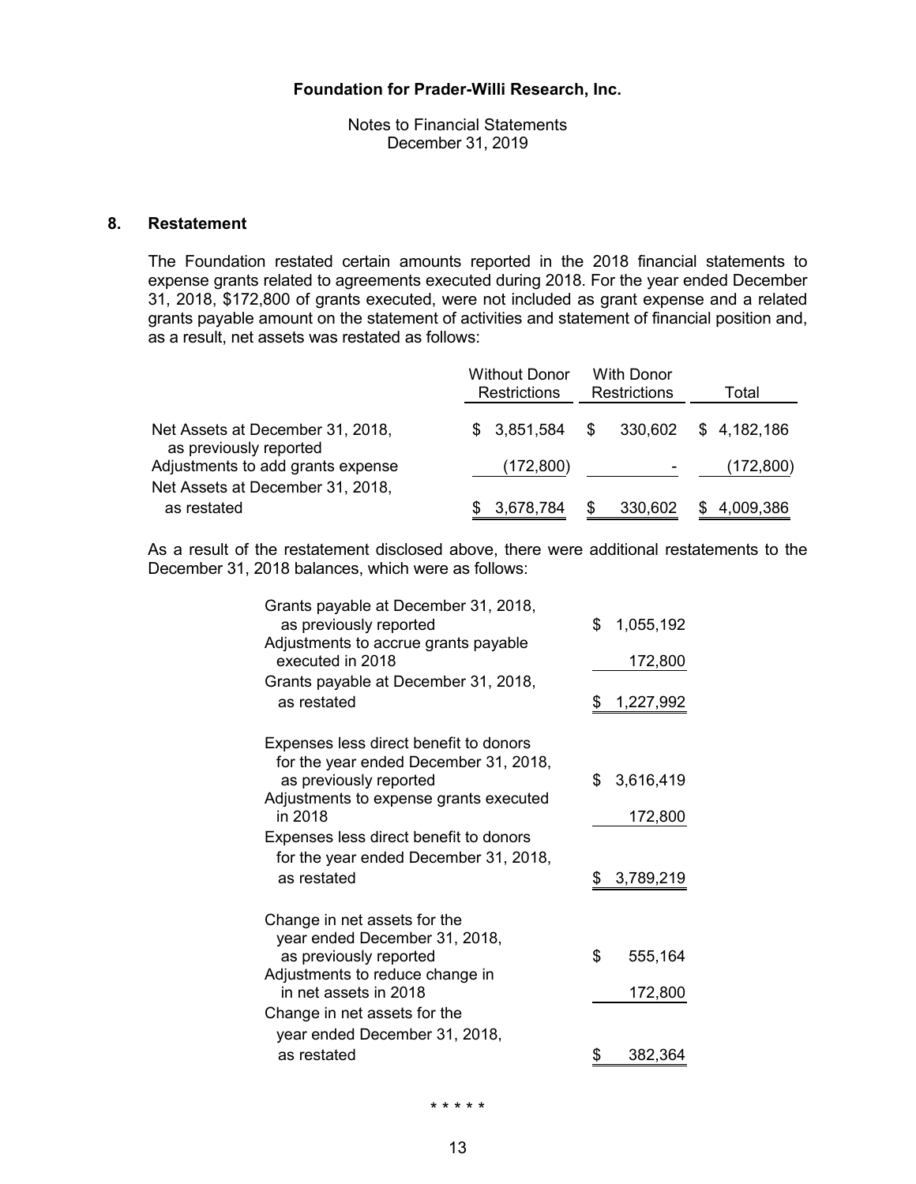# Foundation for Prader-Willi Research, Inc.

Notes to Financial Statements
December 31, 2019

## 8. Restatement

The Foundation restated certain amounts reported in the 2018 financial statements to expense grants related to agreements executed during 2018. For the year ended December 31, 2018, $172,800 of grants executed, were not included as grant expense and a related grants payable amount on the statement of activities and statement of financial position and, as a result, net assets was restated as follows:

| | Without Donor Restrictions | With Donor Restrictions | Total |
|---|---|---|---|
| Net Assets at December 31, 2018, as previously reported | $ 3,851,584 | $ 330,602 | $ 4,182,186 |
| Adjustments to add grants expense | (172,800) | - | (172,800) |
| Net Assets at December 31, 2018, as restated | $ 3,678,784 | $ 330,602 | $ 4,009,386 |

As a result of the restatement disclosed above, there were additional restatements to the December 31, 2018 balances, which were as follows:

| | |
|---|---|
| Grants payable at December 31, 2018, as previously reported | $ 1,055,192 |
| Adjustments to accrue grants payable executed in 2018 | 172,800 |
| Grants payable at December 31, 2018, as restated | $ 1,227,992 |
| | |
| Expenses less direct benefit to donors for the year ended December 31, 2018, as previously reported | $ 3,616,419 |
| Adjustments to expense grants executed in 2018 | 172,800 |
| Expenses less direct benefit to donors for the year ended December 31, 2018, as restated | $ 3,789,219 |
| | |
| Change in net assets for the year ended December 31, 2018, as previously reported | $ 555,164 |
| Adjustments to reduce change in in net assets in 2018 | 172,800 |
| Change in net assets for the year ended December 31, 2018, as restated | $ 382,364 |

\* \* \* \* \*